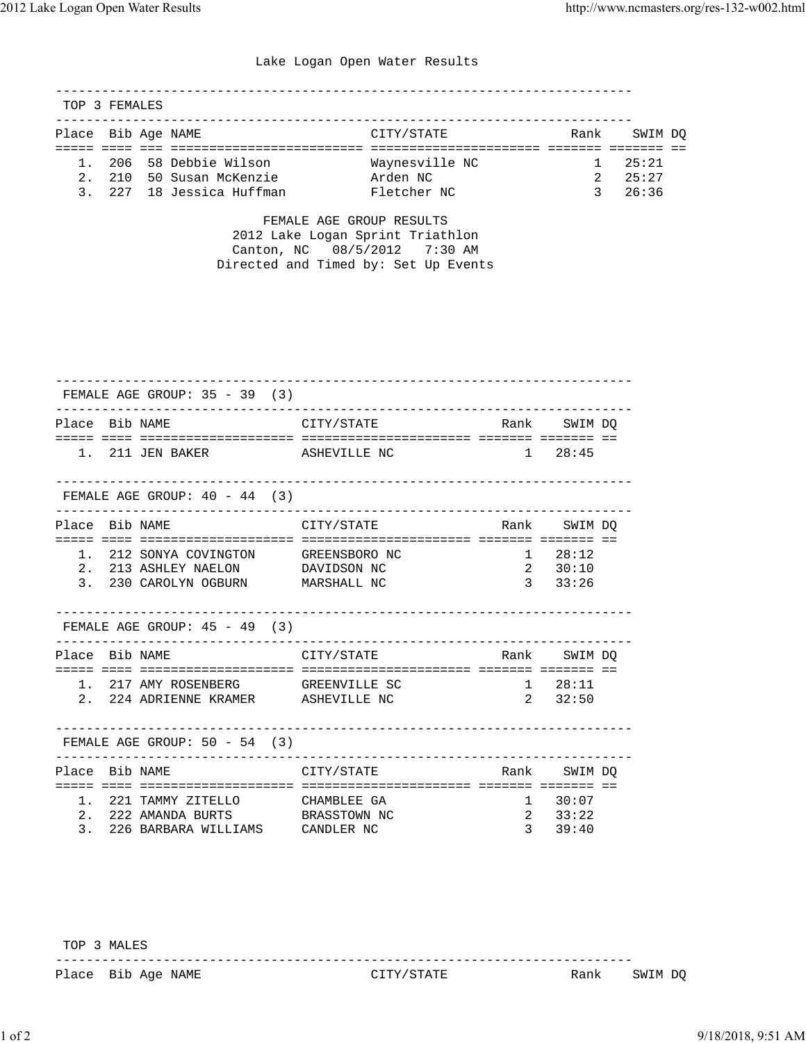# Lake Logan Open Water Results

## TOP 3 FEMALES

| Place | Bib | Age | NAME | CITY/STATE | Rank | SWIM | DQ |
|---|---|---|---|---|---|---|---|
| 1. | 206 | 58 | Debbie Wilson | Waynesville NC | 1 | 25:21 | |
| 2. | 210 | 50 | Susan McKenzie | Arden NC | 2 | 25:27 | |
| 3. | 227 | 18 | Jessica Huffman | Fletcher NC | 3 | 26:36 | |

FEMALE AGE GROUP RESULTS
2012 Lake Logan Sprint Triathlon
Canton, NC 08/5/2012 7:30 AM
Directed and Timed by: Set Up Events

## FEMALE AGE GROUP: 35 - 39 (3)

| Place | Bib | NAME | CITY/STATE | Rank | SWIM | DQ |
|---|---|---|---|---|---|---|
| 1. | 211 | JEN BAKER | ASHEVILLE NC | 1 | 28:45 | |

## FEMALE AGE GROUP: 40 - 44 (3)

| Place | Bib | NAME | CITY/STATE | Rank | SWIM | DQ |
|---|---|---|---|---|---|---|
| 1. | 212 | SONYA COVINGTON | GREENSBORO NC | 1 | 28:12 | |
| 2. | 213 | ASHLEY NAELON | DAVIDSON NC | 2 | 30:10 | |
| 3. | 230 | CAROLYN OGBURN | MARSHALL NC | 3 | 33:26 | |

## FEMALE AGE GROUP: 45 - 49 (3)

| Place | Bib | NAME | CITY/STATE | Rank | SWIM | DQ |
|---|---|---|---|---|---|---|
| 1. | 217 | AMY ROSENBERG | GREENVILLE SC | 1 | 28:11 | |
| 2. | 224 | ADRIENNE KRAMER | ASHEVILLE NC | 2 | 32:50 | |

## FEMALE AGE GROUP: 50 - 54 (3)

| Place | Bib | NAME | CITY/STATE | Rank | SWIM | DQ |
|---|---|---|---|---|---|---|
| 1. | 221 | TAMMY ZITELLO | CHAMBLEE GA | 1 | 30:07 | |
| 2. | 222 | AMANDA BURTS | BRASSTOWN NC | 2 | 33:22 | |
| 3. | 226 | BARBARA WILLIAMS | CANDLER NC | 3 | 39:40 | |

## TOP 3 MALES

| Place | Bib | Age | NAME | CITY/STATE | Rank | SWIM | DQ |
|---|---|---|---|---|---|---|---|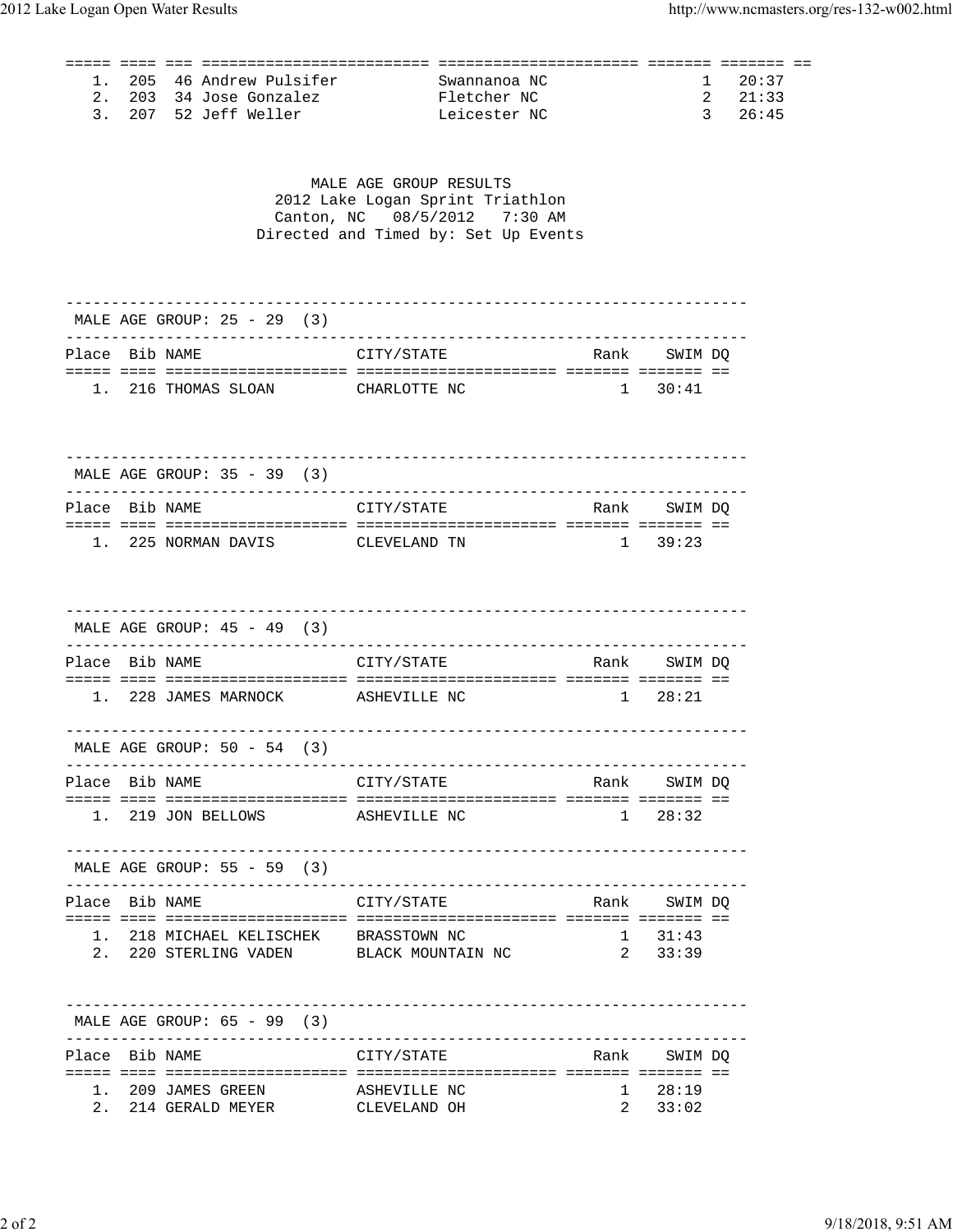| | | | | | | | |
|---|---|---|---|---|---|---|---|
| 1. | 205 | 46 | Andrew Pulsifer | Swannanoa NC | 1 | 20:37 | |
| 2. | 203 | 34 | Jose Gonzalez | Fletcher NC | 2 | 21:33 | |
| 3. | 207 | 52 | Jeff Weller | Leicester NC | 3 | 26:45 | |

MALE AGE GROUP RESULTS
2012 Lake Logan Sprint Triathlon
Canton, NC 08/5/2012 7:30 AM
Directed and Timed by: Set Up Events

MALE AGE GROUP: 25 - 29 (3)

| Place | Bib | NAME | CITY/STATE | Rank | SWIM | DQ |
|---|---|---|---|---|---|---|
| 1. | 216 | THOMAS SLOAN | CHARLOTTE NC | 1 | 30:41 | |

MALE AGE GROUP: 35 - 39 (3)

| Place | Bib | NAME | CITY/STATE | Rank | SWIM | DQ |
|---|---|---|---|---|---|---|
| 1. | 225 | NORMAN DAVIS | CLEVELAND TN | 1 | 39:23 | |

MALE AGE GROUP: 45 - 49 (3)

| Place | Bib | NAME | CITY/STATE | Rank | SWIM | DQ |
|---|---|---|---|---|---|---|
| 1. | 228 | JAMES MARNOCK | ASHEVILLE NC | 1 | 28:21 | |

MALE AGE GROUP: 50 - 54 (3)

| Place | Bib | NAME | CITY/STATE | Rank | SWIM | DQ |
|---|---|---|---|---|---|---|
| 1. | 219 | JON BELLOWS | ASHEVILLE NC | 1 | 28:32 | |

MALE AGE GROUP: 55 - 59 (3)

| Place | Bib | NAME | CITY/STATE | Rank | SWIM | DQ |
|---|---|---|---|---|---|---|
| 1. | 218 | MICHAEL KELISCHEK | BRASSTOWN NC | 1 | 31:43 | |
| 2. | 220 | STERLING VADEN | BLACK MOUNTAIN NC | 2 | 33:39 | |

MALE AGE GROUP: 65 - 99 (3)

| Place | Bib | NAME | CITY/STATE | Rank | SWIM | DQ |
|---|---|---|---|---|---|---|
| 1. | 209 | JAMES GREEN | ASHEVILLE NC | 1 | 28:19 | |
| 2. | 214 | GERALD MEYER | CLEVELAND OH | 2 | 33:02 | |